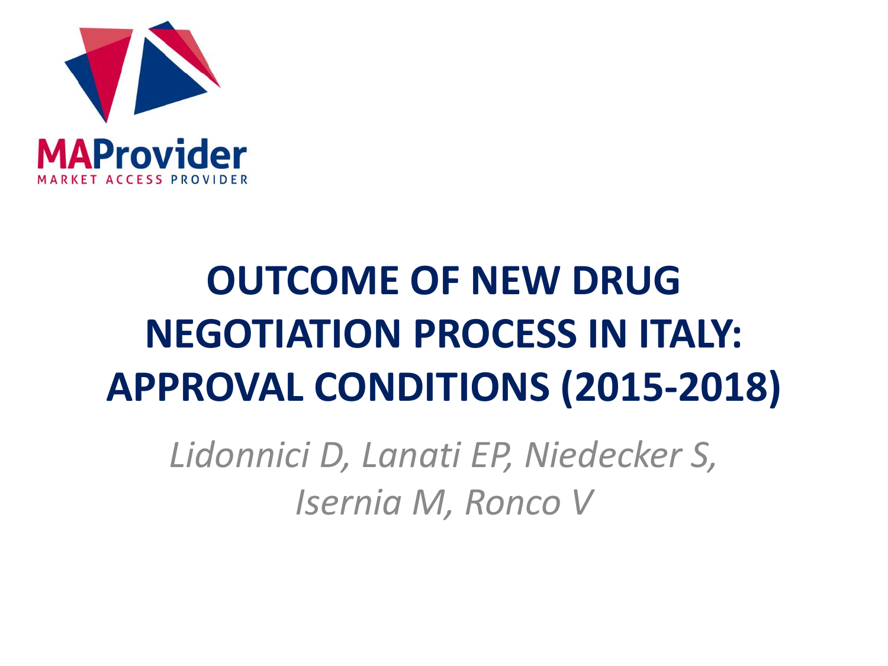MAProvider

MARKET ACCESS PROVIDER

# OUTCOME OF NEW DRUG NEGOTIATION PROCESS IN ITALY: APPROVAL CONDITIONS (2015-2018)

*Lidonnici D, Lanati EP, Niedecker S, Isernia M, Ronco V*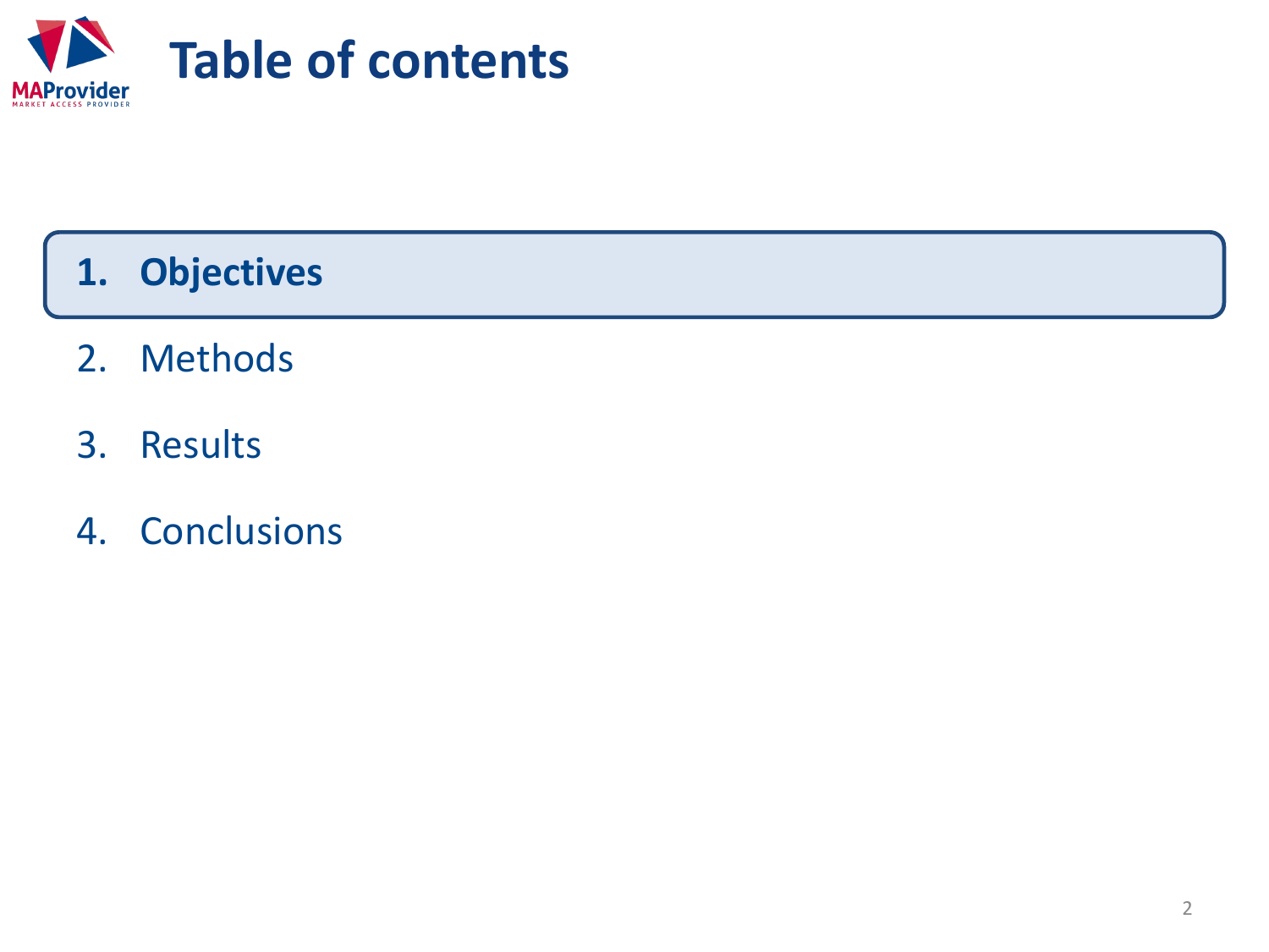# Table of contents

1. **Objectives**
2. Methods
3. Results
4. Conclusions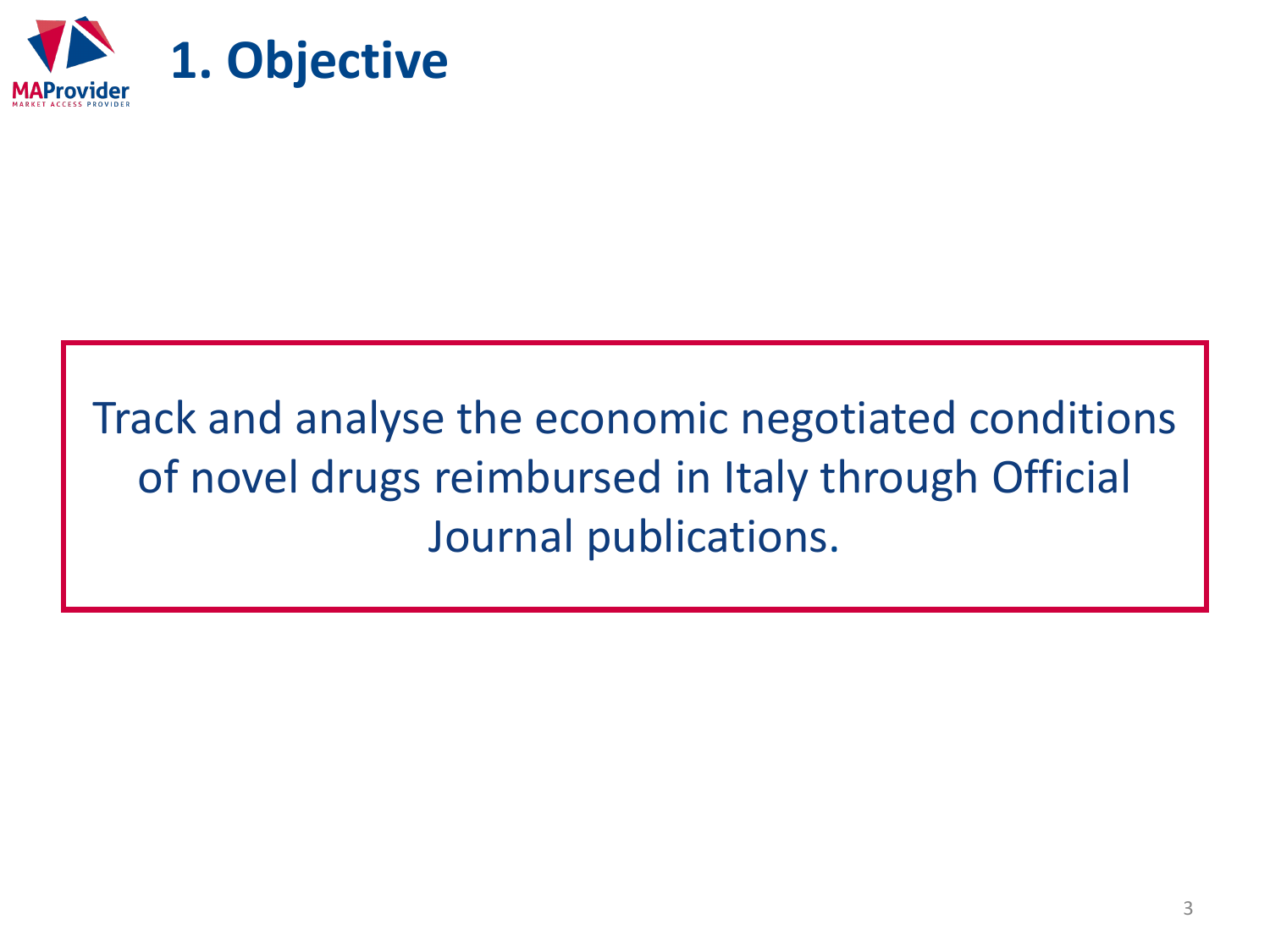# 1. Objective

Track and analyse the economic negotiated conditions of novel drugs reimbursed in Italy through Official Journal publications.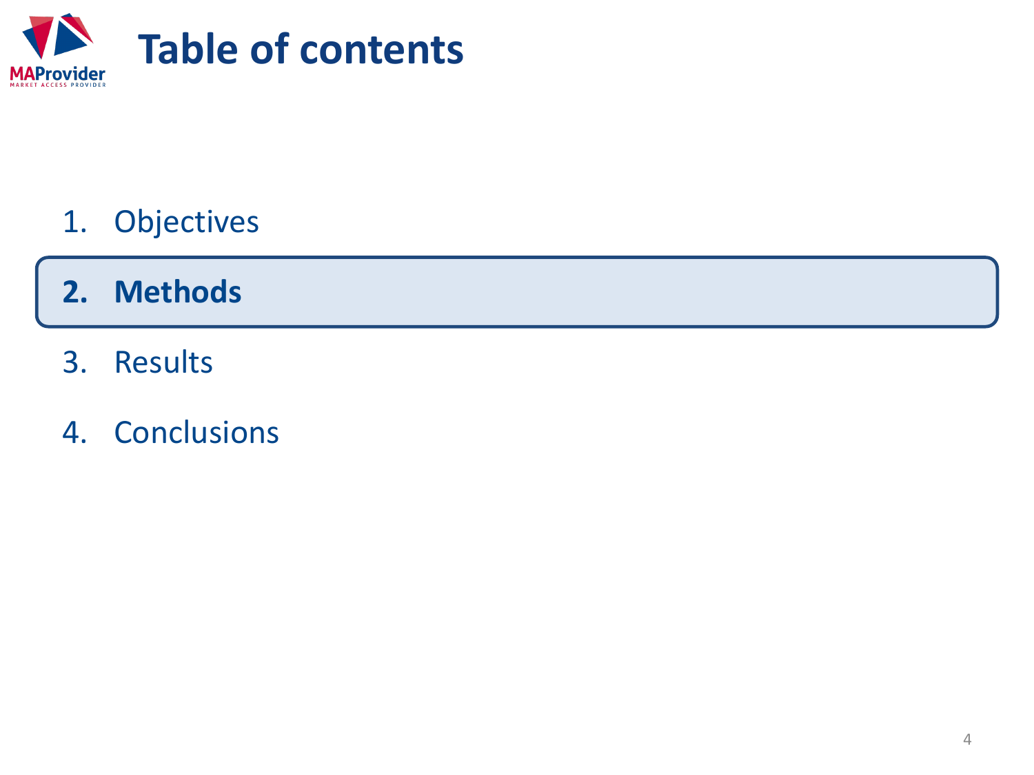# Table of contents

1. Objectives
2. **Methods**
3. Results
4. Conclusions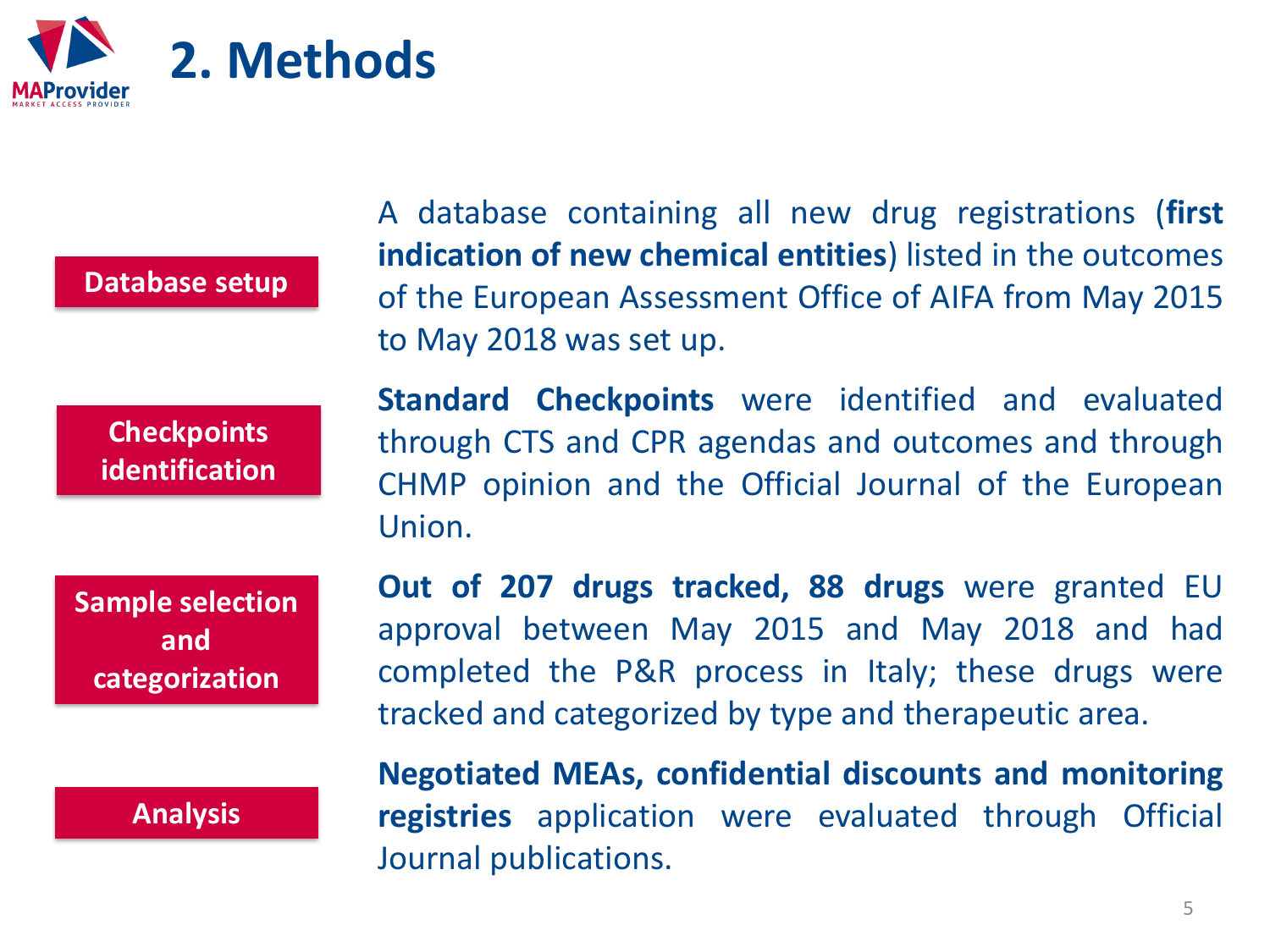# 2. Methods

**Database setup**

A database containing all new drug registrations (**first indication of new chemical entities**) listed in the outcomes of the European Assessment Office of AIFA from May 2015 to May 2018 was set up.

**Checkpoints identification**

**Standard Checkpoints** were identified and evaluated through CTS and CPR agendas and outcomes and through CHMP opinion and the Official Journal of the European Union.

**Sample selection and categorization**

**Out of 207 drugs tracked, 88 drugs** were granted EU approval between May 2015 and May 2018 and had completed the P&R process in Italy; these drugs were tracked and categorized by type and therapeutic area.

**Analysis**

**Negotiated MEAs, confidential discounts and monitoring registries** application were evaluated through Official Journal publications.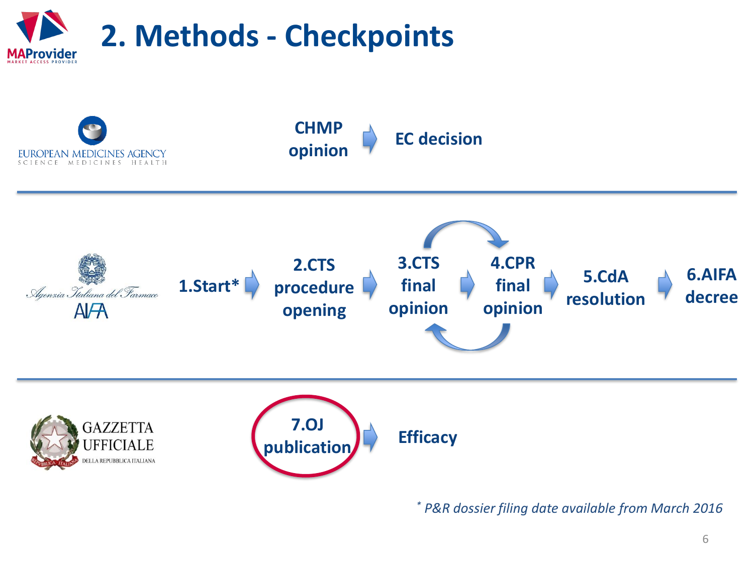# 2. Methods - Checkpoints

**EUROPEAN MEDICINES AGENCY**

**CHMP opinion** → **EC decision**

---

**Agenzia Italiana del Farmaco (AIFA)**

**1.Start*** → **2.CTS procedure opening** → **3.CTS final opinion** ⇄ **4.CPR final opinion** → **5.CdA resolution** → **6.AIFA decree**

---

**GAZZETTA UFFICIALE DELLA REPUBBLICA ITALIANA**

**7.OJ publication** → **Efficacy**

*[*] P&R dossier filing date available from March 2016*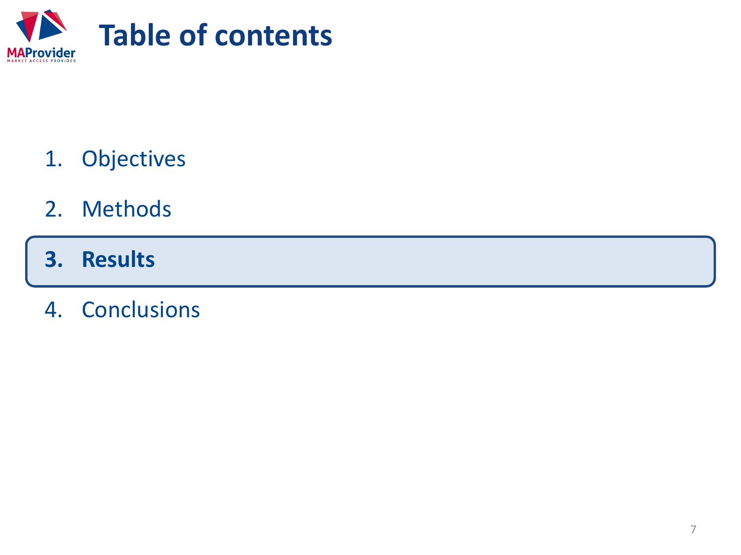# Table of contents

1. Objectives
2. Methods
3. **Results**
4. Conclusions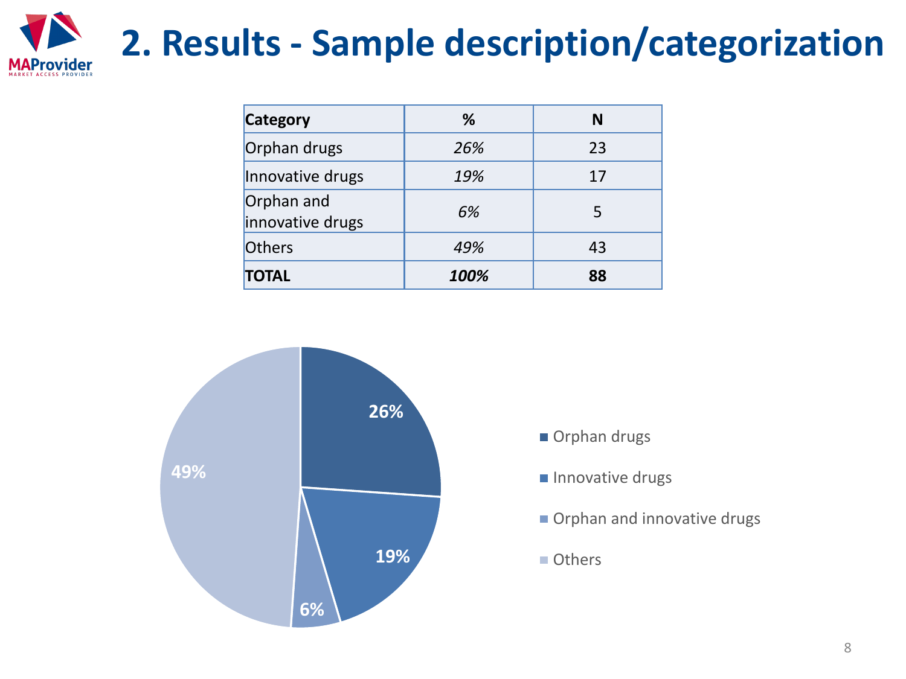# 2. Results - Sample description/categorization

| **Category** | **%** | **N** |
|---|---|---|
| Orphan drugs | *26%* | 23 |
| Innovative drugs | *19%* | 17 |
| Orphan and innovative drugs | *6%* | 5 |
| Others | *49%* | 43 |
| **TOTAL** | ***100%*** | **88** |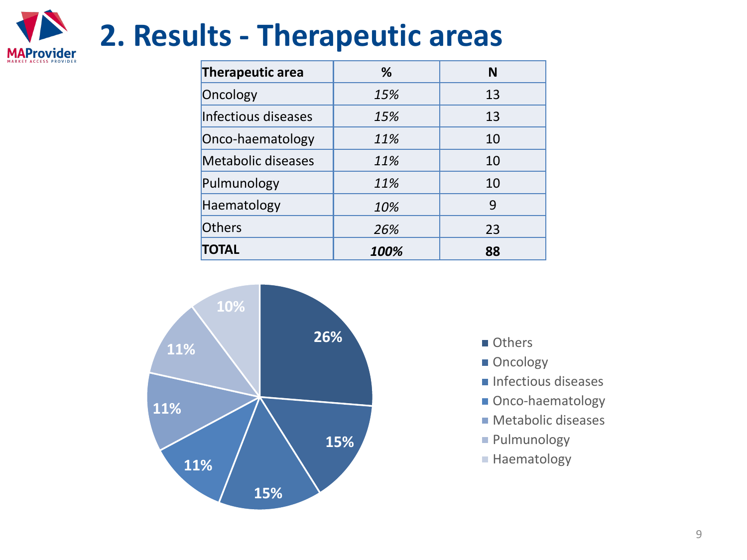# 2. Results - Therapeutic areas

| Therapeutic area | % | N |
|---|---|---|
| Oncology | *15%* | 13 |
| Infectious diseases | *15%* | 13 |
| Onco-haematology | *11%* | 10 |
| Metabolic diseases | *11%* | 10 |
| Pulmunology | *11%* | 10 |
| Haematology | *10%* | 9 |
| Others | *26%* | 23 |
| **TOTAL** | ***100%*** | **88** |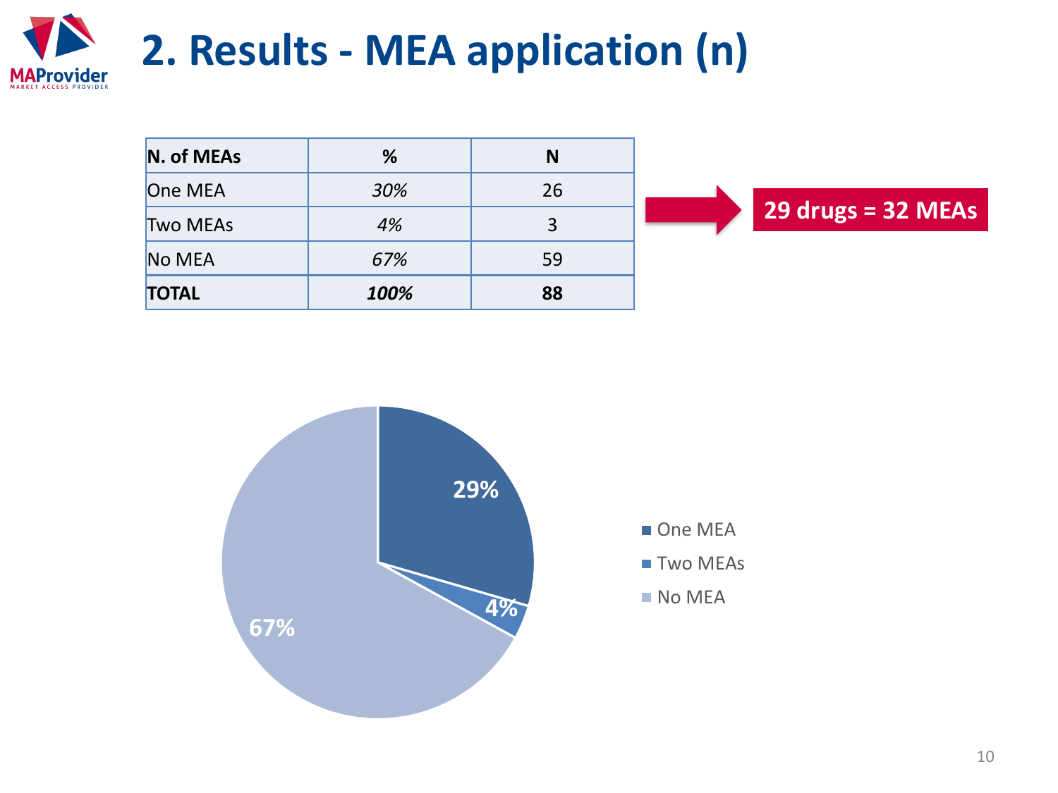# 2. Results - MEA application (n)

| N. of MEAs | % | N |
|---|---|---|
| One MEA | *30%* | 26 |
| Two MEAs | *4%* | 3 |
| No MEA | *67%* | 59 |
| **TOTAL** | ***100%*** | **88** |

**29 drugs = 32 MEAs**

- One MEA: 29%
- Two MEAs: 4%
- No MEA: 67%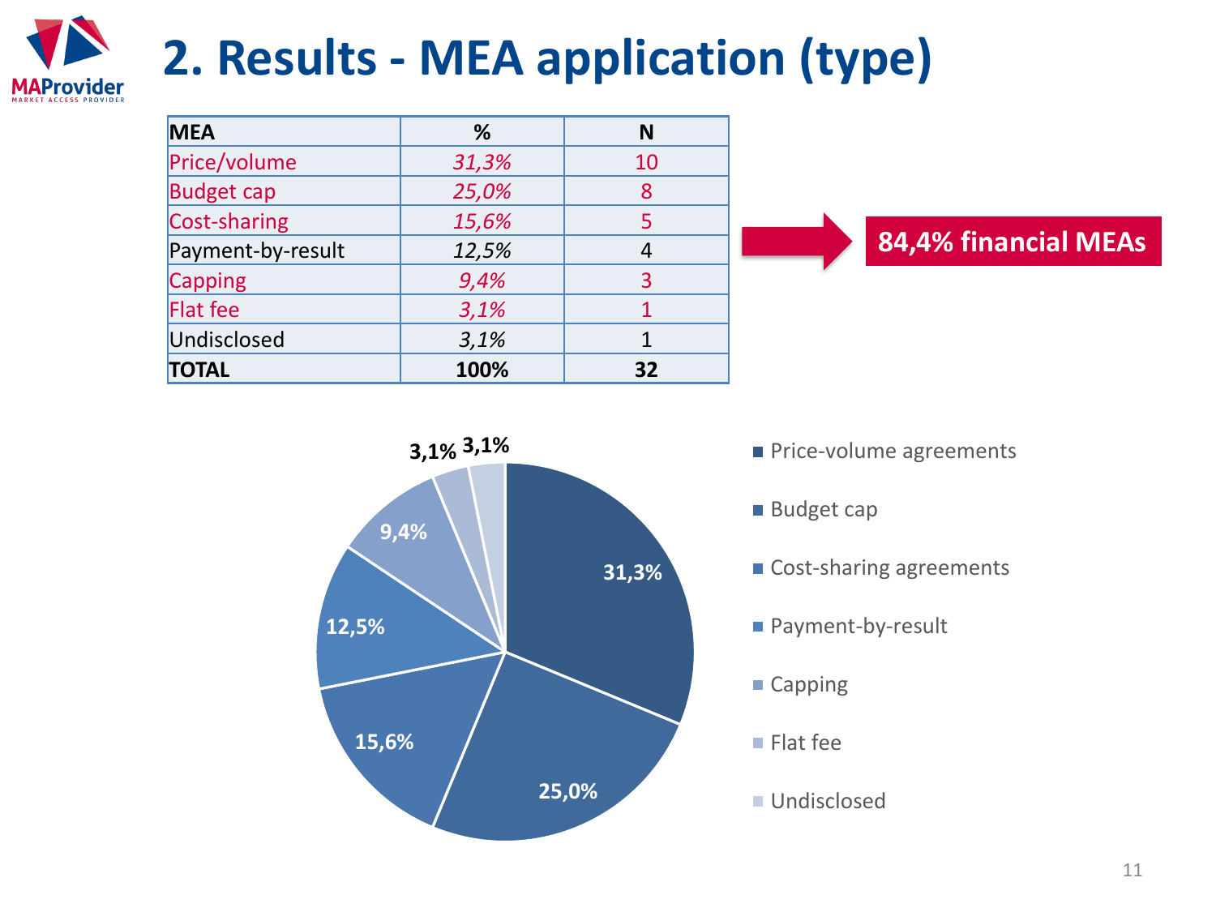# 2. Results - MEA application (type)

| MEA | % | N |
|---|---|---|
| Price/volume | *31,3%* | 10 |
| Budget cap | *25,0%* | 8 |
| Cost-sharing | *15,6%* | 5 |
| Payment-by-result | *12,5%* | 4 |
| Capping | *9,4%* | 3 |
| Flat fee | *3,1%* | 1 |
| Undisclosed | *3,1%* | 1 |
| **TOTAL** | **100%** | **32** |

**84,4% financial MEAs**

- Price-volume agreements: 31,3%
- Budget cap: 25,0%
- Cost-sharing agreements: 15,6%
- Payment-by-result: 12,5%
- Capping: 9,4%
- Flat fee: 3,1%
- Undisclosed: 3,1%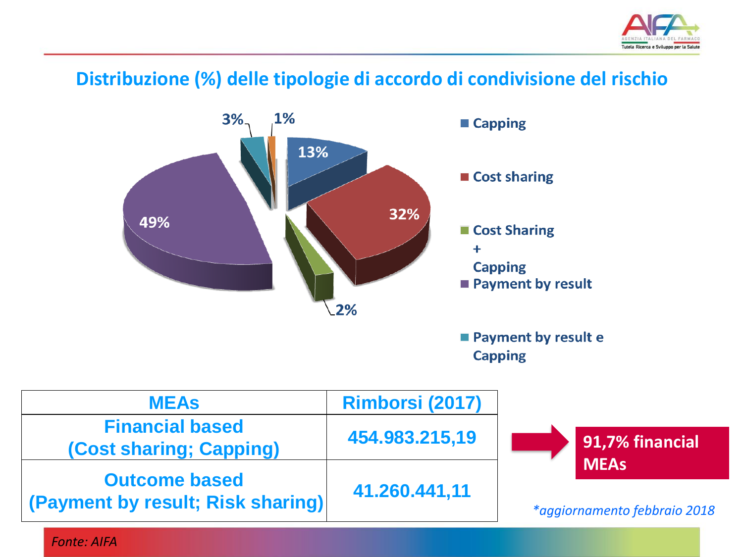## Distribuzione (%) delle tipologie di accordo di condivisione del rischio

| Tipologia | % |
|---|---|
| Capping | 13% |
| Cost sharing | 32% |
| Cost Sharing + Capping | 2% |
| Payment by result | 49% |
| Payment by result e Capping | 3% |
| | 1% |

| MEAs | Rimborsi (2017) |
|---|---|
| Financial based (Cost sharing; Capping) | 454.983.215,19 |
| Outcome based (Payment by result; Risk sharing) | 41.260.441,11 |

**91,7% financial MEAs**

*\*aggiornamento febbraio 2018*

*Fonte: AIFA*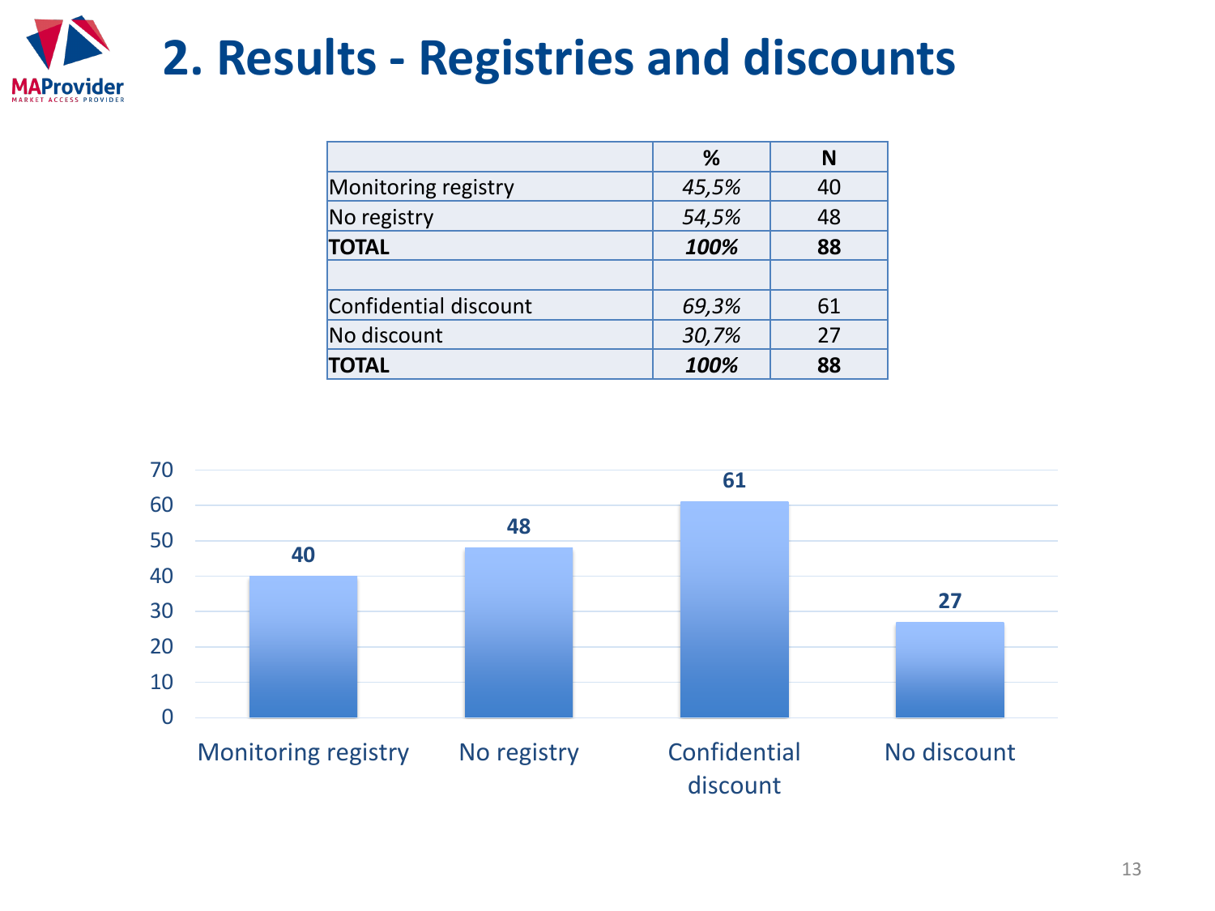# 2. Results - Registries and discounts

| | % | N |
|---|---|---|
| Monitoring registry | *45,5%* | 40 |
| No registry | *54,5%* | 48 |
| **TOTAL** | ***100%*** | **88** |
| | | |
| Confidential discount | *69,3%* | 61 |
| No discount | *30,7%* | 27 |
| **TOTAL** | ***100%*** | **88** |

| Category | Value |
|---|---|
| Monitoring registry | 40 |
| No registry | 48 |
| Confidential discount | 61 |
| No discount | 27 |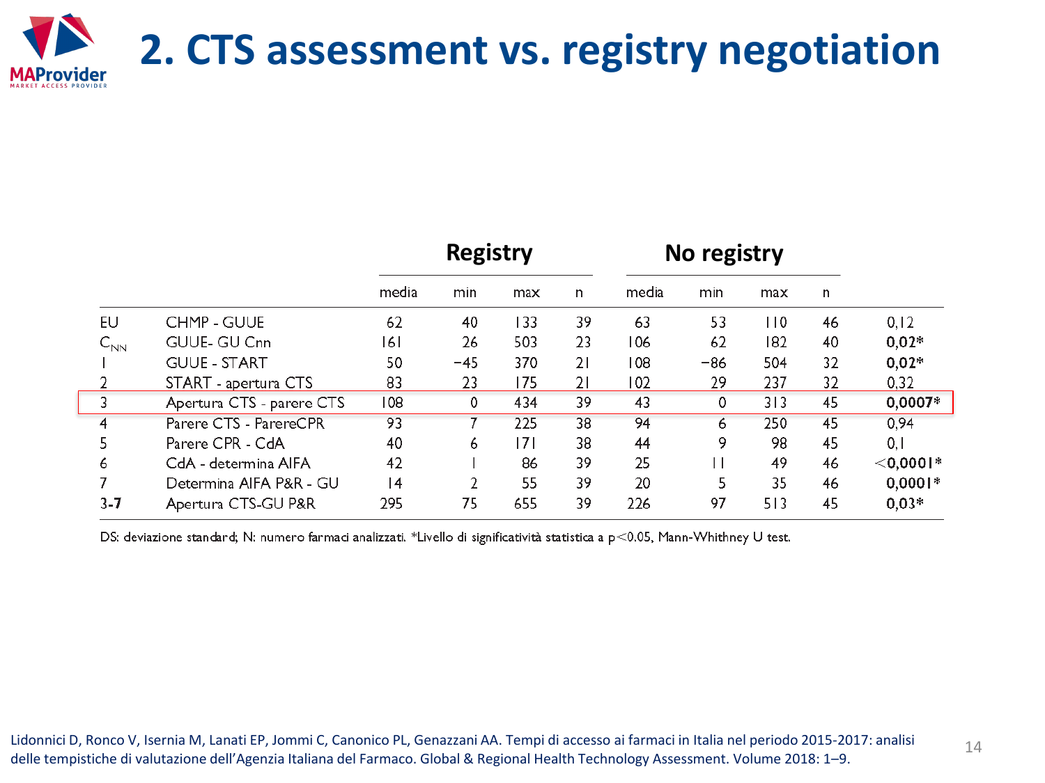# 2. CTS assessment vs. registry negotiation

| | | Registry | | | | No registry | | | | |
|---|---|---|---|---|---|---|---|---|---|---|
| | | media | min | max | n | media | min | max | n | |
| EU | CHMP - GUUE | 62 | 40 | 133 | 39 | 63 | 53 | 110 | 46 | 0,12 |
| $C_{NN}$ | GUUE- GU Cnn | 161 | 26 | 503 | 23 | 106 | 62 | 182 | 40 | **0,02*** |
| 1 | GUUE - START | 50 | −45 | 370 | 21 | 108 | −86 | 504 | 32 | **0,02*** |
| 2 | START - apertura CTS | 83 | 23 | 175 | 21 | 102 | 29 | 237 | 32 | 0,32 |
| 3 | Apertura CTS - parere CTS | 108 | 0 | 434 | 39 | 43 | 0 | 313 | 45 | **0,0007*** |
| 4 | Parere CTS - ParereCPR | 93 | 7 | 225 | 38 | 94 | 6 | 250 | 45 | 0,94 |
| 5 | Parere CPR - CdA | 40 | 6 | 171 | 38 | 44 | 9 | 98 | 45 | 0,1 |
| 6 | CdA - determina AIFA | 42 | 1 | 86 | 39 | 25 | 11 | 49 | 46 | **<0,0001*** |
| 7 | Determina AIFA P&R - GU | 14 | 2 | 55 | 39 | 20 | 5 | 35 | 46 | **0,0001*** |
| **3-7** | Apertura CTS-GU P&R | 295 | 75 | 655 | 39 | 226 | 97 | 513 | 45 | **0,03*** |

DS: deviazione standard; N: numero farmaci analizzati. *Livello di significatività statistica a $p<0.05$, Mann-Whithney U test.

Lidonnici D, Ronco V, Isernia M, Lanati EP, Jommi C, Canonico PL, Genazzani AA. Tempi di accesso ai farmaci in Italia nel periodo 2015-2017: analisi delle tempistiche di valutazione dell'Agenzia Italiana del Farmaco. Global & Regional Health Technology Assessment. Volume 2018: 1–9.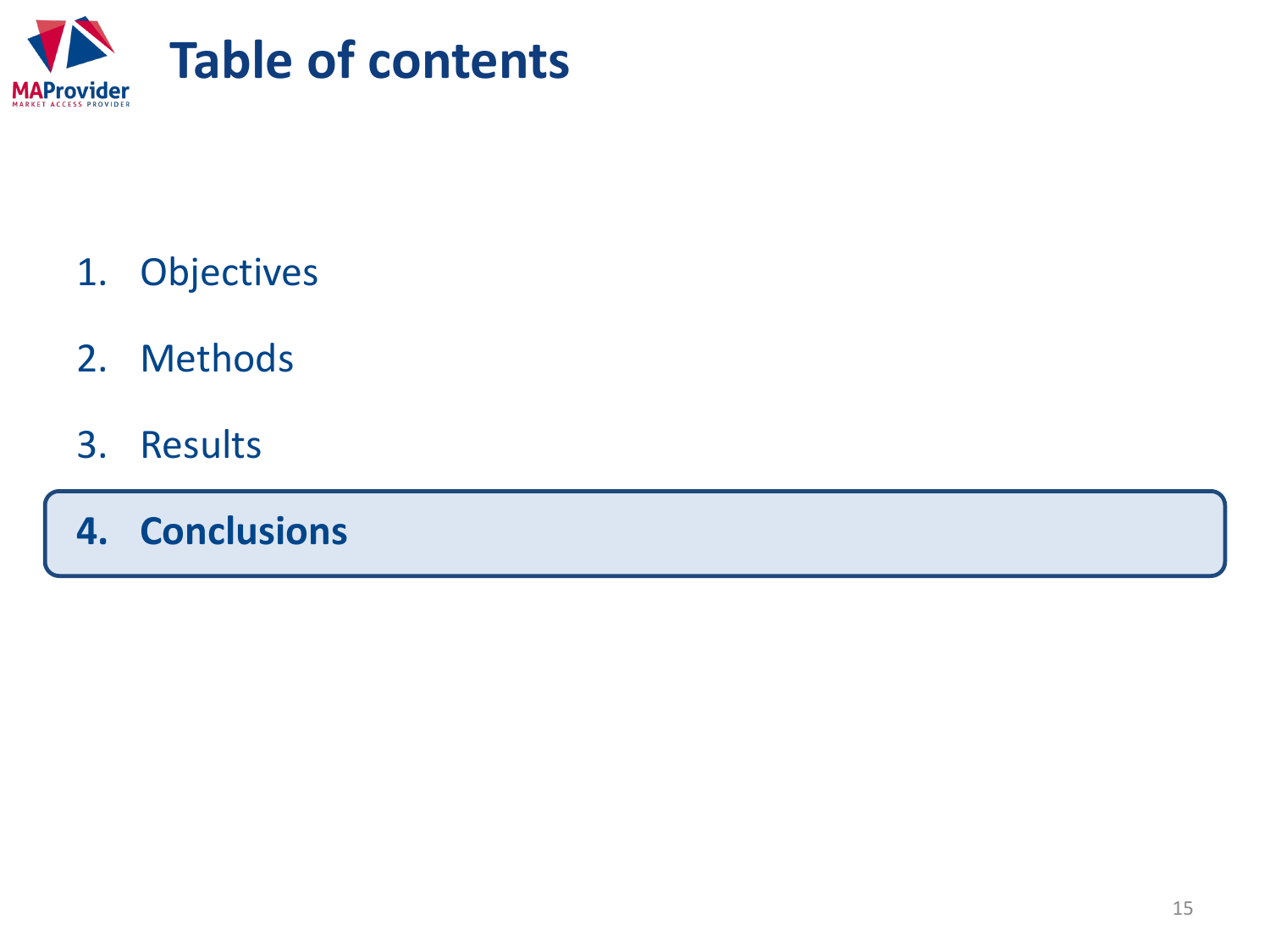# Table of contents

1. Objectives
2. Methods
3. Results
4. **Conclusions**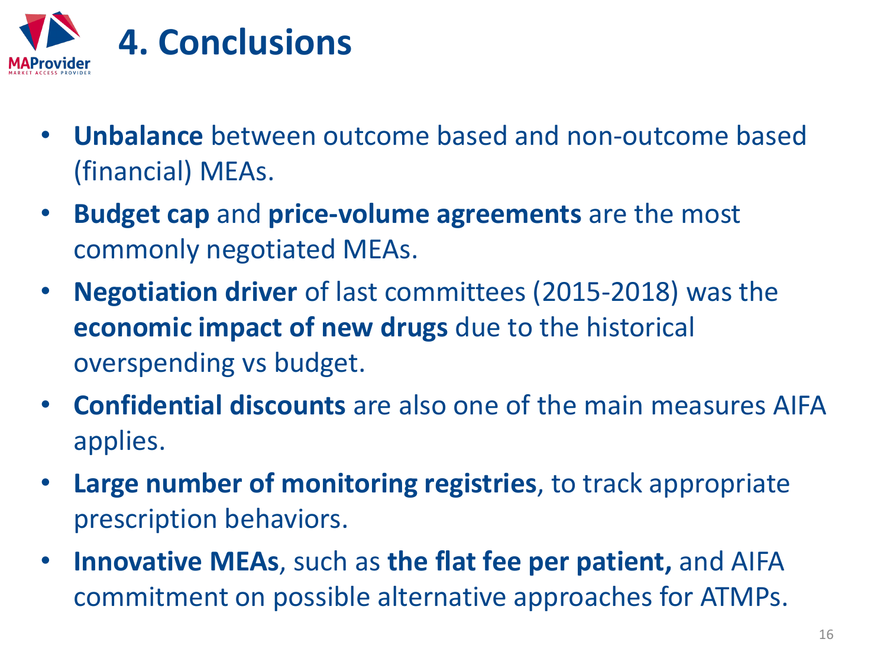# 4. Conclusions

- **Unbalance** between outcome based and non-outcome based (financial) MEAs.
- **Budget cap** and **price-volume agreements** are the most commonly negotiated MEAs.
- **Negotiation driver** of last committees (2015-2018) was the **economic impact of new drugs** due to the historical overspending vs budget.
- **Confidential discounts** are also one of the main measures AIFA applies.
- **Large number of monitoring registries**, to track appropriate prescription behaviors.
- **Innovative MEAs**, such as **the flat fee per patient,** and AIFA commitment on possible alternative approaches for ATMPs.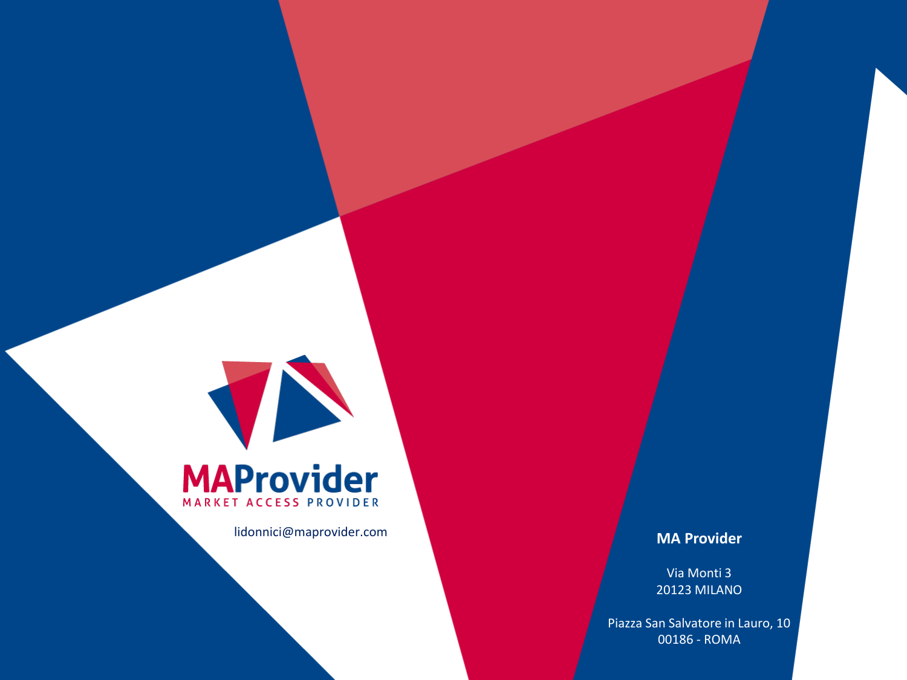MAProvider

MARKET ACCESS PROVIDER

lidonnici@maprovider.com

**MA Provider**

Via Monti 3
20123 MILANO

Piazza San Salvatore in Lauro, 10
00186 - ROMA